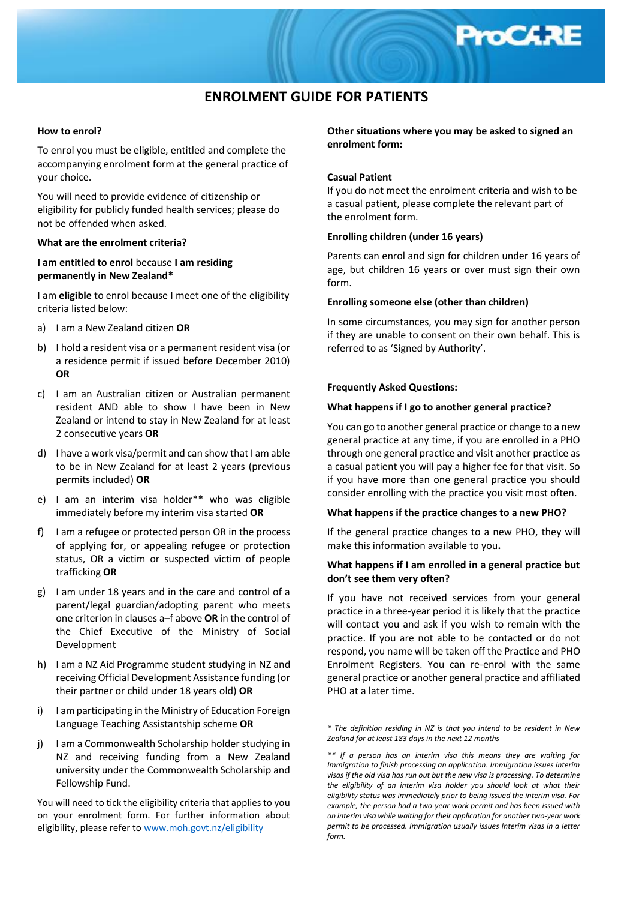# ENROLMENT GUIDE FOR PATIENTS

**How to enrol?**

To enrol you must be eligible, entitled and complete the accompanying enrolment form at the general practice of your choice.

You will need to provide evidence of citizenship or eligibility for publicly funded health services; please do not be offended when asked.

**What are the enrolment criteria?**

**I am entitled to enrol** because **I am residing permanently in New Zealand***

I am **eligible** to enrol because I meet one of the eligibility criteria listed below:

a) I am a New Zealand citizen **OR**

b) I hold a resident visa or a permanent resident visa (or a residence permit if issued before December 2010) **OR**

c) I am an Australian citizen or Australian permanent resident AND able to show I have been in New Zealand or intend to stay in New Zealand for at least 2 consecutive years **OR**

d) I have a work visa/permit and can show that I am able to be in New Zealand for at least 2 years (previous permits included) **OR**

e) I am an interim visa holder** who was eligible immediately before my interim visa started **OR**

f) I am a refugee or protected person OR in the process of applying for, or appealing refugee or protection status, OR a victim or suspected victim of people trafficking **OR**

g) I am under 18 years and in the care and control of a parent/legal guardian/adopting parent who meets one criterion in clauses a–f above **OR** in the control of the Chief Executive of the Ministry of Social Development

h) I am a NZ Aid Programme student studying in NZ and receiving Official Development Assistance funding (or their partner or child under 18 years old) **OR**

i) I am participating in the Ministry of Education Foreign Language Teaching Assistantship scheme **OR**

j) I am a Commonwealth Scholarship holder studying in NZ and receiving funding from a New Zealand university under the Commonwealth Scholarship and Fellowship Fund.

You will need to tick the eligibility criteria that applies to you on your enrolment form. For further information about eligibility, please refer to www.moh.govt.nz/eligibility

**Other situations where you may be asked to signed an enrolment form:**

**Casual Patient**

If you do not meet the enrolment criteria and wish to be a casual patient, please complete the relevant part of the enrolment form.

**Enrolling children (under 16 years)**

Parents can enrol and sign for children under 16 years of age, but children 16 years or over must sign their own form.

**Enrolling someone else (other than children)**

In some circumstances, you may sign for another person if they are unable to consent on their own behalf. This is referred to as 'Signed by Authority'.

**Frequently Asked Questions:**

**What happens if I go to another general practice?**

You can go to another general practice or change to a new general practice at any time, if you are enrolled in a PHO through one general practice and visit another practice as a casual patient you will pay a higher fee for that visit. So if you have more than one general practice you should consider enrolling with the practice you visit most often.

**What happens if the practice changes to a new PHO?**

If the general practice changes to a new PHO, they will make this information available to you**.**

**What happens if I am enrolled in a general practice but don't see them very often?**

If you have not received services from your general practice in a three-year period it is likely that the practice will contact you and ask if you wish to remain with the practice. If you are not able to be contacted or do not respond, you name will be taken off the Practice and PHO Enrolment Registers. You can re-enrol with the same general practice or another general practice and affiliated PHO at a later time.

*\* The definition residing in NZ is that you intend to be resident in New Zealand for at least 183 days in the next 12 months*

*\*\* If a person has an interim visa this means they are waiting for Immigration to finish processing an application. Immigration issues interim visas if the old visa has run out but the new visa is processing. To determine the eligibility of an interim visa holder you should look at what their eligibility status was immediately prior to being issued the interim visa. For example, the person had a two-year work permit and has been issued with an interim visa while waiting for their application for another two-year work permit to be processed. Immigration usually issues Interim visas in a letter form.*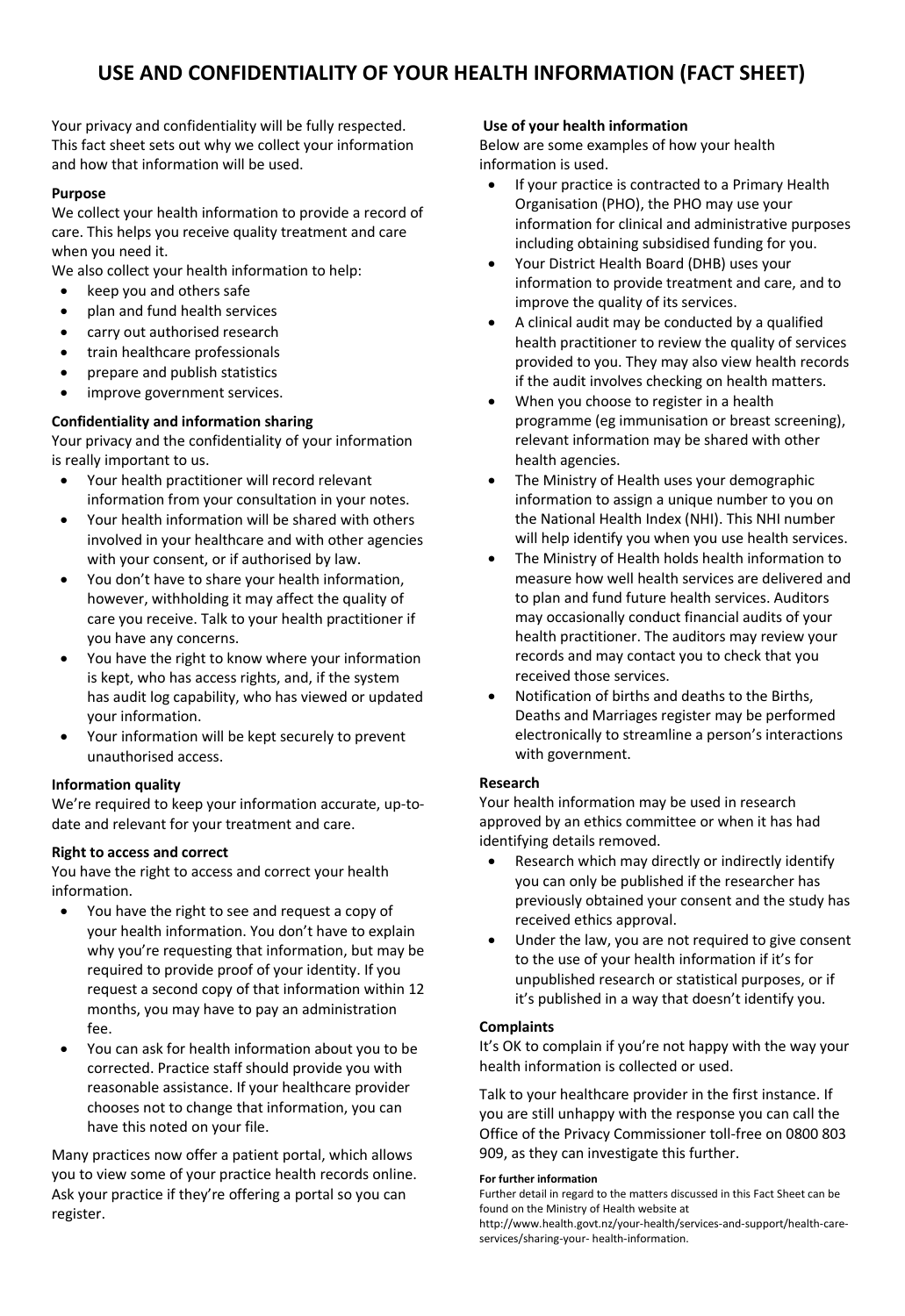# USE AND CONFIDENTIALITY OF YOUR HEALTH INFORMATION (FACT SHEET)

Your privacy and confidentiality will be fully respected. This fact sheet sets out why we collect your information and how that information will be used.

**Purpose**

We collect your health information to provide a record of care. This helps you receive quality treatment and care when you need it.

We also collect your health information to help:

- keep you and others safe
- plan and fund health services
- carry out authorised research
- train healthcare professionals
- prepare and publish statistics
- improve government services.

**Confidentiality and information sharing**

Your privacy and the confidentiality of your information is really important to us.

- Your health practitioner will record relevant information from your consultation in your notes.
- Your health information will be shared with others involved in your healthcare and with other agencies with your consent, or if authorised by law.
- You don't have to share your health information, however, withholding it may affect the quality of care you receive. Talk to your health practitioner if you have any concerns.
- You have the right to know where your information is kept, who has access rights, and, if the system has audit log capability, who has viewed or updated your information.
- Your information will be kept securely to prevent unauthorised access.

**Information quality**

We're required to keep your information accurate, up-to-date and relevant for your treatment and care.

**Right to access and correct**

You have the right to access and correct your health information.

- You have the right to see and request a copy of your health information. You don't have to explain why you're requesting that information, but may be required to provide proof of your identity. If you request a second copy of that information within 12 months, you may have to pay an administration fee.
- You can ask for health information about you to be corrected. Practice staff should provide you with reasonable assistance. If your healthcare provider chooses not to change that information, you can have this noted on your file.

Many practices now offer a patient portal, which allows you to view some of your practice health records online. Ask your practice if they're offering a portal so you can register.

**Use of your health information**

Below are some examples of how your health information is used.

- If your practice is contracted to a Primary Health Organisation (PHO), the PHO may use your information for clinical and administrative purposes including obtaining subsidised funding for you.
- Your District Health Board (DHB) uses your information to provide treatment and care, and to improve the quality of its services.
- A clinical audit may be conducted by a qualified health practitioner to review the quality of services provided to you. They may also view health records if the audit involves checking on health matters.
- When you choose to register in a health programme (eg immunisation or breast screening), relevant information may be shared with other health agencies.
- The Ministry of Health uses your demographic information to assign a unique number to you on the National Health Index (NHI). This NHI number will help identify you when you use health services.
- The Ministry of Health holds health information to measure how well health services are delivered and to plan and fund future health services. Auditors may occasionally conduct financial audits of your health practitioner. The auditors may review your records and may contact you to check that you received those services.
- Notification of births and deaths to the Births, Deaths and Marriages register may be performed electronically to streamline a person's interactions with government.

**Research**

Your health information may be used in research approved by an ethics committee or when it has had identifying details removed.

- Research which may directly or indirectly identify you can only be published if the researcher has previously obtained your consent and the study has received ethics approval.
- Under the law, you are not required to give consent to the use of your health information if it's for unpublished research or statistical purposes, or if it's published in a way that doesn't identify you.

**Complaints**

It's OK to complain if you're not happy with the way your health information is collected or used.

Talk to your healthcare provider in the first instance. If you are still unhappy with the response you can call the Office of the Privacy Commissioner toll-free on 0800 803 909, as they can investigate this further.

**For further information**

Further detail in regard to the matters discussed in this Fact Sheet can be found on the Ministry of Health website at http://www.health.govt.nz/your-health/services-and-support/health-care-services/sharing-your- health-information.